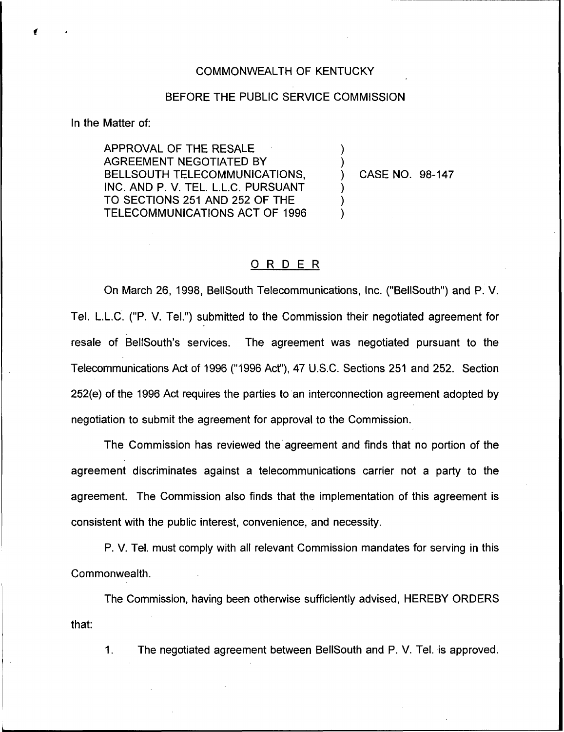COMMONWEALTH OF KENTUCKY

BEFORE THE PUBLIC SERVICE COMMISSION

In the Matter of:

APPROVAL OF THE RESALE AGREEMENT NEGOTIATED BY BELLSOUTH TELECOMMUNICATIONS, INC. AND P. V. TEL. L.L.C. PURSUANT TO SECTIONS 251 AND 252 OF THE TELECOMMUNICATIONS ACT OF 1996 ) CASE NO. 98-147

# ORDER

On March 26, 1998, BellSouth Telecommunications, Inc. ("BellSouth") and P. V. Tel. L.L.C. ("P. V. Tel.") submitted to the Commission their negotiated agreement for resale of BellSouth's services. The agreement was negotiated pursuant to the Telecommunications Act of 1996 ("1996 Act"), 47 U.S.C. Sections 251 and 252. Section 252(e) of the 1996 Act requires the parties to an interconnection agreement adopted by negotiation to submit the agreement for approval to the Commission.

The Commission has reviewed the agreement and finds that no portion of the agreement discriminates against a telecommunications carrier not a party to the agreement. The Commission also finds that the implementation of this agreement is consistent with the public interest, convenience, and necessity.

P. V. Tel. must comply with all relevant Commission mandates for serving in this Commonwealth.

The Commission, having been otherwise sufficiently advised, HEREBY ORDERS that:

1. The negotiated agreement between BellSouth and P. V. Tel. is approved.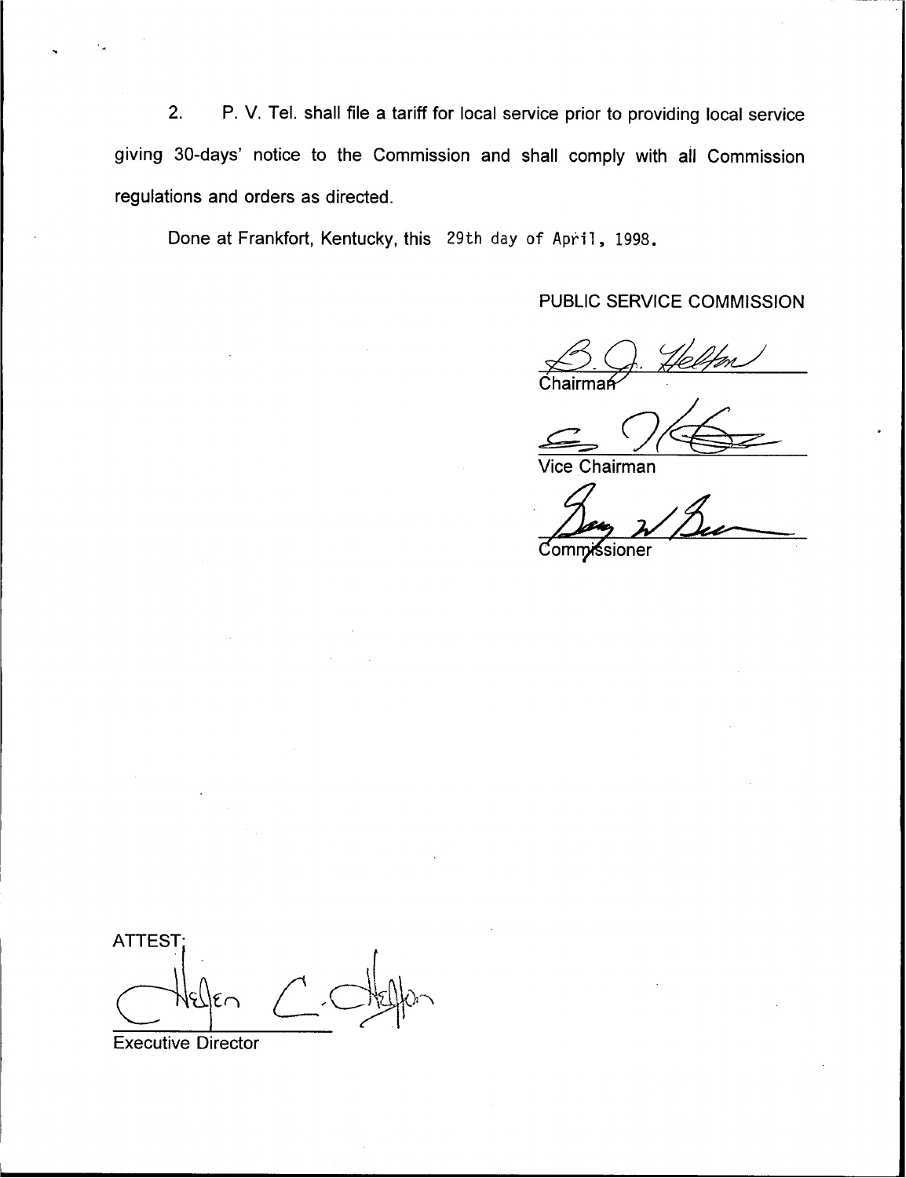2. P. V. Tel. shall file a tariff for local service prior to providing local service giving 30-days' notice to the Commission and shall comply with all Commission regulations and orders as directed.

Done at Frankfort, Kentucky, this 29th day of April, 1998.

PUBLIC SERVICE COMMISSION

Chairman

Vice Chairman

Commissioner

ATTEST:

Executive Director